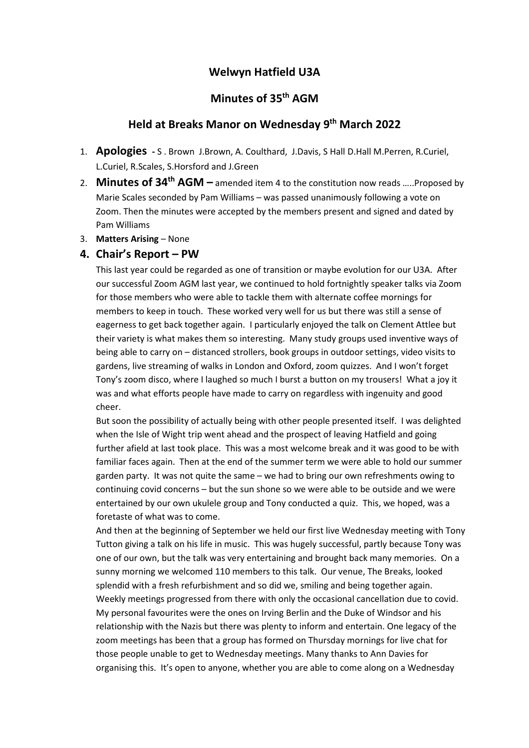# Welwyn Hatfield U3A

## Minutes of 35th AGM

## Held at Breaks Manor on Wednesday 9th March 2022

1. **Apologies -** S . Brown J.Brown, A. Coulthard, J.Davis, S Hall D.Hall M.Perren, R.Curiel, L.Curiel, R.Scales, S.Horsford and J.Green
2. **Minutes of 34th AGM –** amended item 4 to the constitution now reads …..Proposed by Marie Scales seconded by Pam Williams – was passed unanimously following a vote on Zoom. Then the minutes were accepted by the members present and signed and dated by Pam Williams
3. **Matters Arising** – None

### 4. Chair's Report – PW

This last year could be regarded as one of transition or maybe evolution for our U3A. After our successful Zoom AGM last year, we continued to hold fortnightly speaker talks via Zoom for those members who were able to tackle them with alternate coffee mornings for members to keep in touch. These worked very well for us but there was still a sense of eagerness to get back together again. I particularly enjoyed the talk on Clement Attlee but their variety is what makes them so interesting. Many study groups used inventive ways of being able to carry on – distanced strollers, book groups in outdoor settings, video visits to gardens, live streaming of walks in London and Oxford, zoom quizzes. And I won't forget Tony's zoom disco, where I laughed so much I burst a button on my trousers! What a joy it was and what efforts people have made to carry on regardless with ingenuity and good cheer.

But soon the possibility of actually being with other people presented itself. I was delighted when the Isle of Wight trip went ahead and the prospect of leaving Hatfield and going further afield at last took place. This was a most welcome break and it was good to be with familiar faces again. Then at the end of the summer term we were able to hold our summer garden party. It was not quite the same – we had to bring our own refreshments owing to continuing covid concerns – but the sun shone so we were able to be outside and we were entertained by our own ukulele group and Tony conducted a quiz. This, we hoped, was a foretaste of what was to come.

And then at the beginning of September we held our first live Wednesday meeting with Tony Tutton giving a talk on his life in music. This was hugely successful, partly because Tony was one of our own, but the talk was very entertaining and brought back many memories. On a sunny morning we welcomed 110 members to this talk. Our venue, The Breaks, looked splendid with a fresh refurbishment and so did we, smiling and being together again. Weekly meetings progressed from there with only the occasional cancellation due to covid. My personal favourites were the ones on Irving Berlin and the Duke of Windsor and his relationship with the Nazis but there was plenty to inform and entertain. One legacy of the zoom meetings has been that a group has formed on Thursday mornings for live chat for those people unable to get to Wednesday meetings. Many thanks to Ann Davies for organising this. It's open to anyone, whether you are able to come along on a Wednesday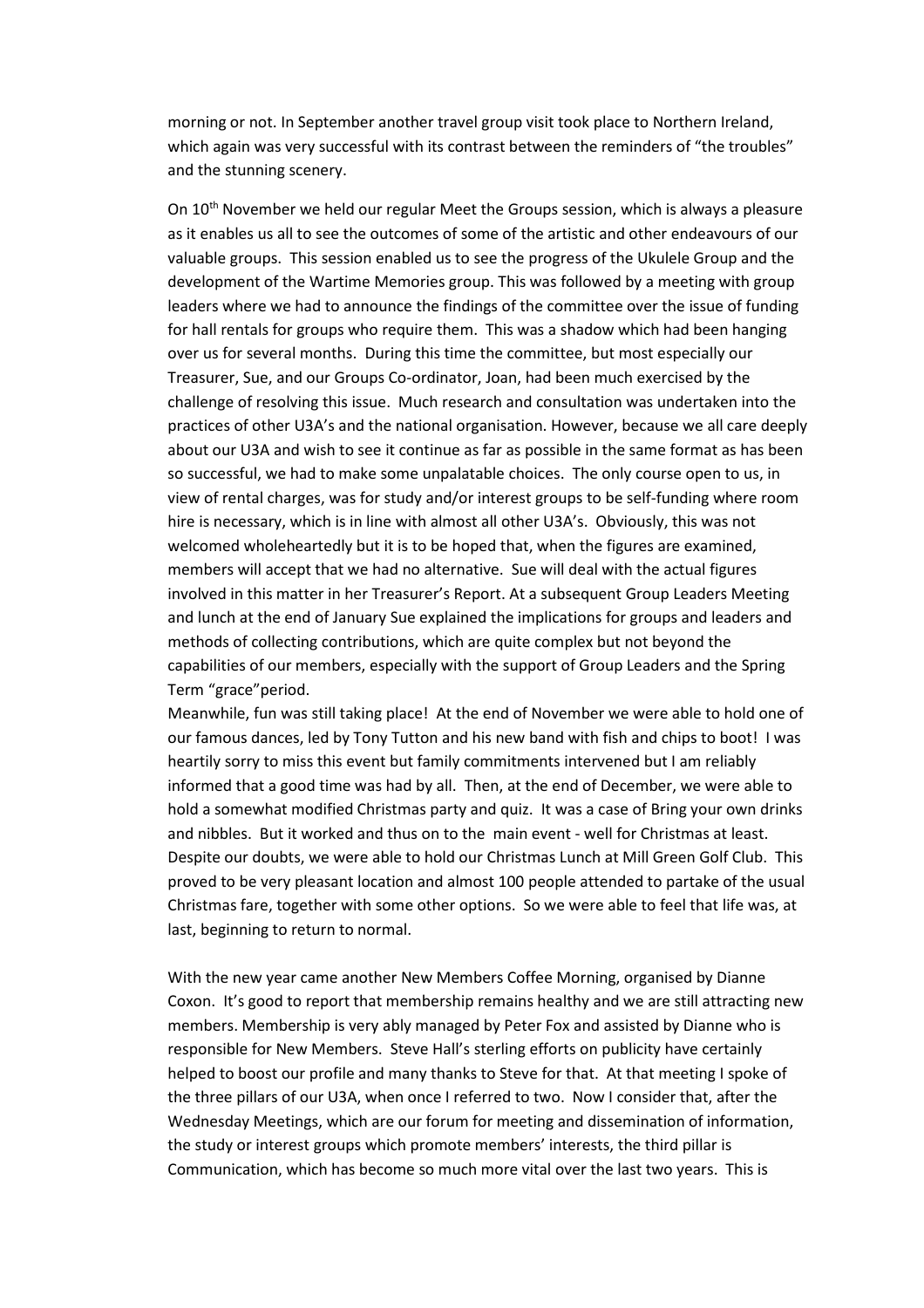morning or not. In September another travel group visit took place to Northern Ireland, which again was very successful with its contrast between the reminders of "the troubles" and the stunning scenery.

On 10th November we held our regular Meet the Groups session, which is always a pleasure as it enables us all to see the outcomes of some of the artistic and other endeavours of our valuable groups. This session enabled us to see the progress of the Ukulele Group and the development of the Wartime Memories group. This was followed by a meeting with group leaders where we had to announce the findings of the committee over the issue of funding for hall rentals for groups who require them. This was a shadow which had been hanging over us for several months. During this time the committee, but most especially our Treasurer, Sue, and our Groups Co-ordinator, Joan, had been much exercised by the challenge of resolving this issue. Much research and consultation was undertaken into the practices of other U3A's and the national organisation. However, because we all care deeply about our U3A and wish to see it continue as far as possible in the same format as has been so successful, we had to make some unpalatable choices. The only course open to us, in view of rental charges, was for study and/or interest groups to be self-funding where room hire is necessary, which is in line with almost all other U3A's. Obviously, this was not welcomed wholeheartedly but it is to be hoped that, when the figures are examined, members will accept that we had no alternative. Sue will deal with the actual figures involved in this matter in her Treasurer's Report. At a subsequent Group Leaders Meeting and lunch at the end of January Sue explained the implications for groups and leaders and methods of collecting contributions, which are quite complex but not beyond the capabilities of our members, especially with the support of Group Leaders and the Spring Term "grace"period.

Meanwhile, fun was still taking place! At the end of November we were able to hold one of our famous dances, led by Tony Tutton and his new band with fish and chips to boot! I was heartily sorry to miss this event but family commitments intervened but I am reliably informed that a good time was had by all. Then, at the end of December, we were able to hold a somewhat modified Christmas party and quiz. It was a case of Bring your own drinks and nibbles. But it worked and thus on to the main event - well for Christmas at least. Despite our doubts, we were able to hold our Christmas Lunch at Mill Green Golf Club. This proved to be very pleasant location and almost 100 people attended to partake of the usual Christmas fare, together with some other options. So we were able to feel that life was, at last, beginning to return to normal.

With the new year came another New Members Coffee Morning, organised by Dianne Coxon. It's good to report that membership remains healthy and we are still attracting new members. Membership is very ably managed by Peter Fox and assisted by Dianne who is responsible for New Members. Steve Hall's sterling efforts on publicity have certainly helped to boost our profile and many thanks to Steve for that. At that meeting I spoke of the three pillars of our U3A, when once I referred to two. Now I consider that, after the Wednesday Meetings, which are our forum for meeting and dissemination of information, the study or interest groups which promote members' interests, the third pillar is Communication, which has become so much more vital over the last two years. This is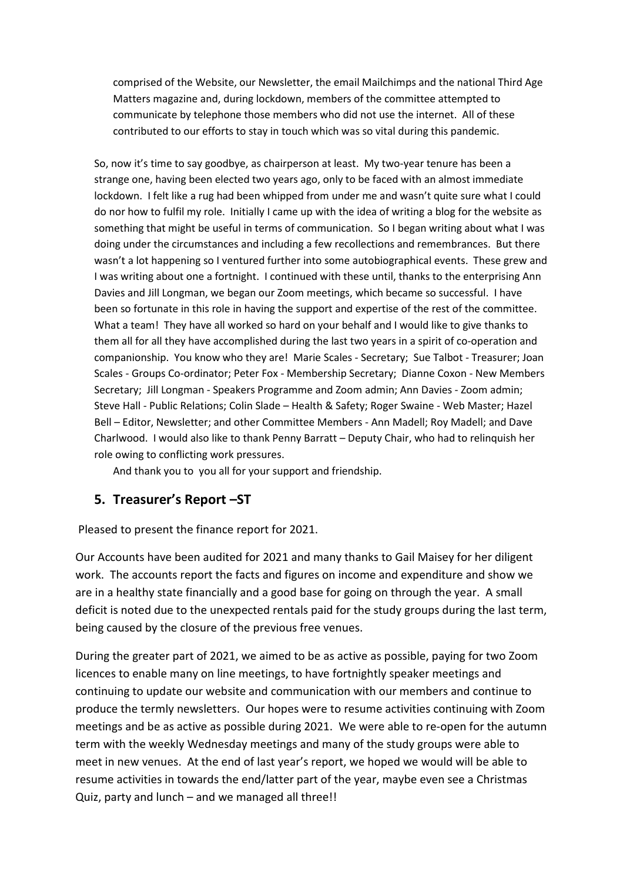comprised of the Website, our Newsletter, the email Mailchimps and the national Third Age Matters magazine and, during lockdown, members of the committee attempted to communicate by telephone those members who did not use the internet. All of these contributed to our efforts to stay in touch which was so vital during this pandemic.

So, now it's time to say goodbye, as chairperson at least. My two-year tenure has been a strange one, having been elected two years ago, only to be faced with an almost immediate lockdown. I felt like a rug had been whipped from under me and wasn't quite sure what I could do nor how to fulfil my role. Initially I came up with the idea of writing a blog for the website as something that might be useful in terms of communication. So I began writing about what I was doing under the circumstances and including a few recollections and remembrances. But there wasn't a lot happening so I ventured further into some autobiographical events. These grew and I was writing about one a fortnight. I continued with these until, thanks to the enterprising Ann Davies and Jill Longman, we began our Zoom meetings, which became so successful. I have been so fortunate in this role in having the support and expertise of the rest of the committee. What a team! They have all worked so hard on your behalf and I would like to give thanks to them all for all they have accomplished during the last two years in a spirit of co-operation and companionship. You know who they are! Marie Scales - Secretary; Sue Talbot - Treasurer; Joan Scales - Groups Co-ordinator; Peter Fox - Membership Secretary; Dianne Coxon - New Members Secretary; Jill Longman - Speakers Programme and Zoom admin; Ann Davies - Zoom admin; Steve Hall - Public Relations; Colin Slade – Health & Safety; Roger Swaine - Web Master; Hazel Bell – Editor, Newsletter; and other Committee Members - Ann Madell; Roy Madell; and Dave Charlwood. I would also like to thank Penny Barratt – Deputy Chair, who had to relinquish her role owing to conflicting work pressures.

And thank you to you all for your support and friendship.

## 5. Treasurer's Report –ST

Pleased to present the finance report for 2021.

Our Accounts have been audited for 2021 and many thanks to Gail Maisey for her diligent work. The accounts report the facts and figures on income and expenditure and show we are in a healthy state financially and a good base for going on through the year. A small deficit is noted due to the unexpected rentals paid for the study groups during the last term, being caused by the closure of the previous free venues.

During the greater part of 2021, we aimed to be as active as possible, paying for two Zoom licences to enable many on line meetings, to have fortnightly speaker meetings and continuing to update our website and communication with our members and continue to produce the termly newsletters. Our hopes were to resume activities continuing with Zoom meetings and be as active as possible during 2021. We were able to re-open for the autumn term with the weekly Wednesday meetings and many of the study groups were able to meet in new venues. At the end of last year's report, we hoped we would will be able to resume activities in towards the end/latter part of the year, maybe even see a Christmas Quiz, party and lunch – and we managed all three!!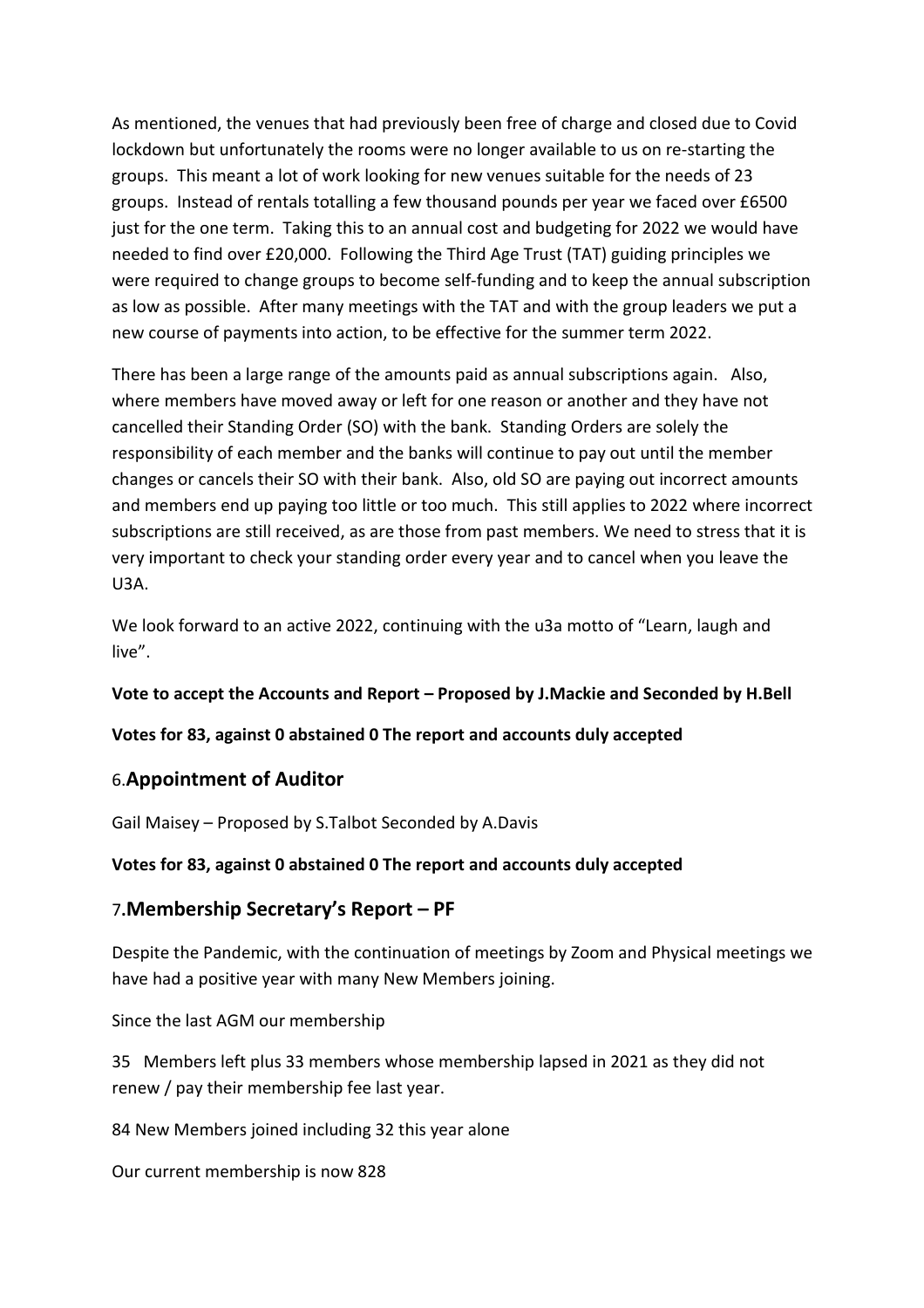As mentioned, the venues that had previously been free of charge and closed due to Covid lockdown but unfortunately the rooms were no longer available to us on re-starting the groups. This meant a lot of work looking for new venues suitable for the needs of 23 groups. Instead of rentals totalling a few thousand pounds per year we faced over £6500 just for the one term. Taking this to an annual cost and budgeting for 2022 we would have needed to find over £20,000. Following the Third Age Trust (TAT) guiding principles we were required to change groups to become self-funding and to keep the annual subscription as low as possible. After many meetings with the TAT and with the group leaders we put a new course of payments into action, to be effective for the summer term 2022.

There has been a large range of the amounts paid as annual subscriptions again. Also, where members have moved away or left for one reason or another and they have not cancelled their Standing Order (SO) with the bank. Standing Orders are solely the responsibility of each member and the banks will continue to pay out until the member changes or cancels their SO with their bank. Also, old SO are paying out incorrect amounts and members end up paying too little or too much. This still applies to 2022 where incorrect subscriptions are still received, as are those from past members. We need to stress that it is very important to check your standing order every year and to cancel when you leave the U3A.

We look forward to an active 2022, continuing with the u3a motto of "Learn, laugh and live".

**Vote to accept the Accounts and Report – Proposed by J.Mackie and Seconded by H.Bell**

**Votes for 83, against 0 abstained 0 The report and accounts duly accepted**

## 6.**Appointment of Auditor**

Gail Maisey – Proposed by S.Talbot Seconded by A.Davis

**Votes for 83, against 0 abstained 0 The report and accounts duly accepted**

## 7.**Membership Secretary's Report – PF**

Despite the Pandemic, with the continuation of meetings by Zoom and Physical meetings we have had a positive year with many New Members joining.

Since the last AGM our membership

35 Members left plus 33 members whose membership lapsed in 2021 as they did not renew / pay their membership fee last year.

84 New Members joined including 32 this year alone

Our current membership is now 828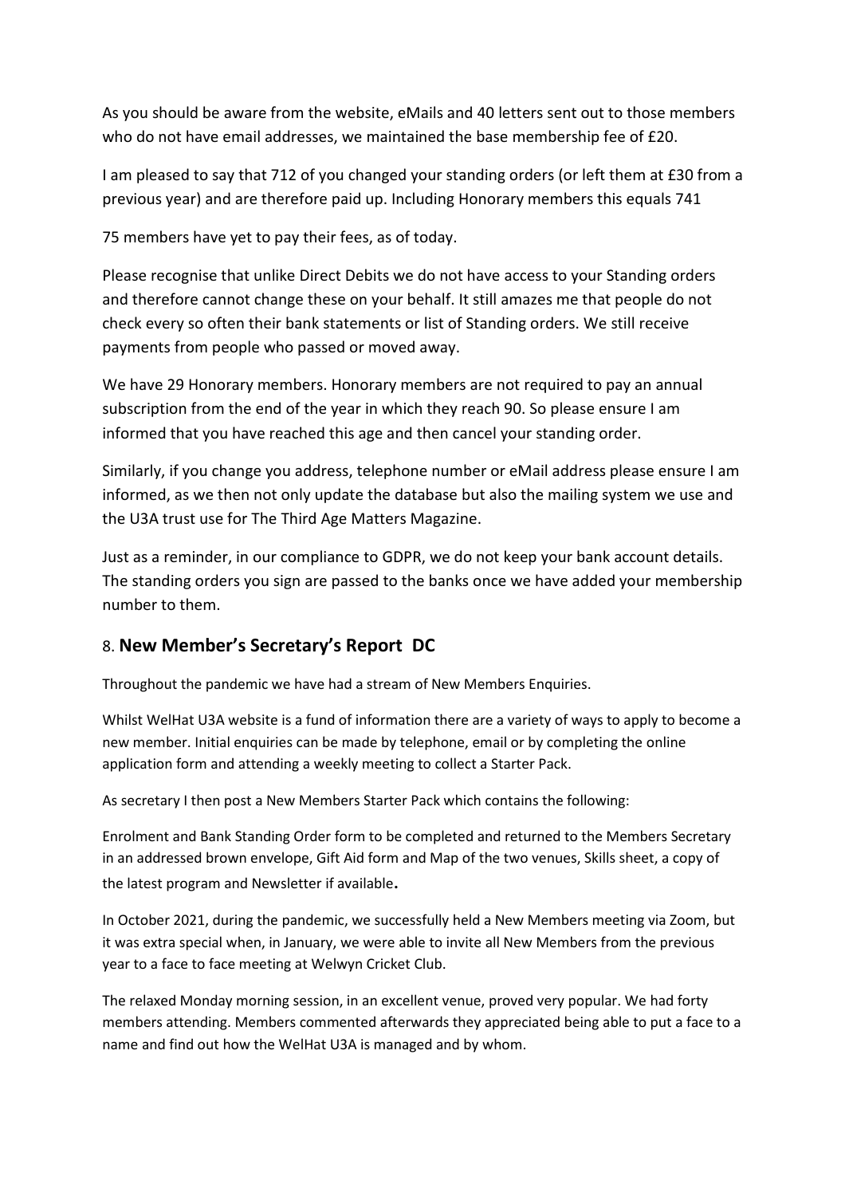As you should be aware from the website, eMails and 40 letters sent out to those members who do not have email addresses, we maintained the base membership fee of £20.

I am pleased to say that 712 of you changed your standing orders (or left them at £30 from a previous year) and are therefore paid up. Including Honorary members this equals 741

75 members have yet to pay their fees, as of today.

Please recognise that unlike Direct Debits we do not have access to your Standing orders and therefore cannot change these on your behalf. It still amazes me that people do not check every so often their bank statements or list of Standing orders. We still receive payments from people who passed or moved away.

We have 29 Honorary members. Honorary members are not required to pay an annual subscription from the end of the year in which they reach 90. So please ensure I am informed that you have reached this age and then cancel your standing order.

Similarly, if you change you address, telephone number or eMail address please ensure I am informed, as we then not only update the database but also the mailing system we use and the U3A trust use for The Third Age Matters Magazine.

Just as a reminder, in our compliance to GDPR, we do not keep your bank account details. The standing orders you sign are passed to the banks once we have added your membership number to them.

## 8. **New Member's Secretary's Report DC**

Throughout the pandemic we have had a stream of New Members Enquiries.

Whilst WelHat U3A website is a fund of information there are a variety of ways to apply to become a new member. Initial enquiries can be made by telephone, email or by completing the online application form and attending a weekly meeting to collect a Starter Pack.

As secretary I then post a New Members Starter Pack which contains the following:

Enrolment and Bank Standing Order form to be completed and returned to the Members Secretary in an addressed brown envelope, Gift Aid form and Map of the two venues, Skills sheet, a copy of the latest program and Newsletter if available.

In October 2021, during the pandemic, we successfully held a New Members meeting via Zoom, but it was extra special when, in January, we were able to invite all New Members from the previous year to a face to face meeting at Welwyn Cricket Club.

The relaxed Monday morning session, in an excellent venue, proved very popular. We had forty members attending. Members commented afterwards they appreciated being able to put a face to a name and find out how the WelHat U3A is managed and by whom.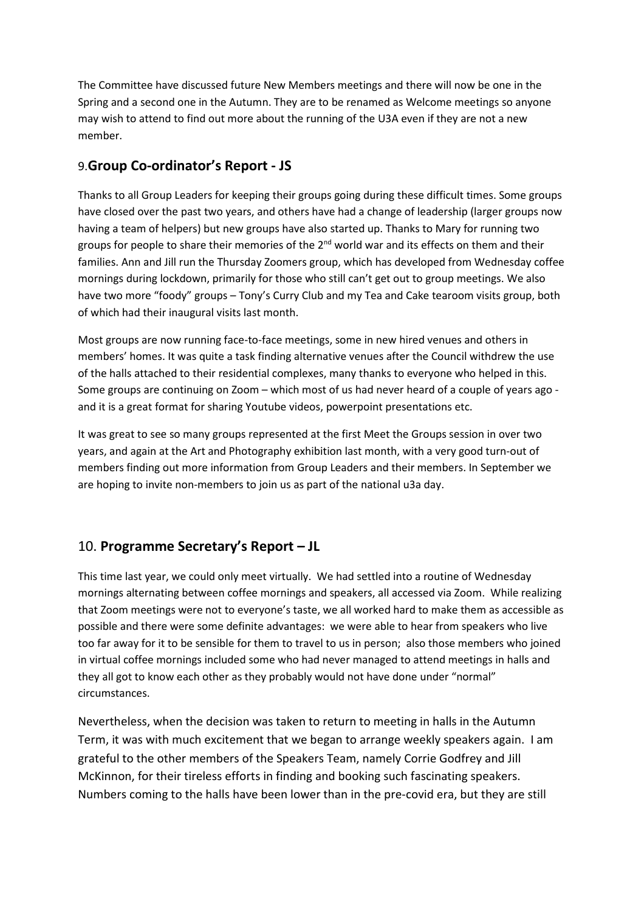The Committee have discussed future New Members meetings and there will now be one in the Spring and a second one in the Autumn. They are to be renamed as Welcome meetings so anyone may wish to attend to find out more about the running of the U3A even if they are not a new member.

## 9. Group Co-ordinator's Report - JS

Thanks to all Group Leaders for keeping their groups going during these difficult times. Some groups have closed over the past two years, and others have had a change of leadership (larger groups now having a team of helpers) but new groups have also started up. Thanks to Mary for running two groups for people to share their memories of the 2nd world war and its effects on them and their families. Ann and Jill run the Thursday Zoomers group, which has developed from Wednesday coffee mornings during lockdown, primarily for those who still can't get out to group meetings. We also have two more "foody" groups – Tony's Curry Club and my Tea and Cake tearoom visits group, both of which had their inaugural visits last month.

Most groups are now running face-to-face meetings, some in new hired venues and others in members' homes. It was quite a task finding alternative venues after the Council withdrew the use of the halls attached to their residential complexes, many thanks to everyone who helped in this. Some groups are continuing on Zoom – which most of us had never heard of a couple of years ago - and it is a great format for sharing Youtube videos, powerpoint presentations etc.

It was great to see so many groups represented at the first Meet the Groups session in over two years, and again at the Art and Photography exhibition last month, with a very good turn-out of members finding out more information from Group Leaders and their members. In September we are hoping to invite non-members to join us as part of the national u3a day.

## 10. Programme Secretary's Report – JL

This time last year, we could only meet virtually. We had settled into a routine of Wednesday mornings alternating between coffee mornings and speakers, all accessed via Zoom. While realizing that Zoom meetings were not to everyone's taste, we all worked hard to make them as accessible as possible and there were some definite advantages: we were able to hear from speakers who live too far away for it to be sensible for them to travel to us in person; also those members who joined in virtual coffee mornings included some who had never managed to attend meetings in halls and they all got to know each other as they probably would not have done under "normal" circumstances.

Nevertheless, when the decision was taken to return to meeting in halls in the Autumn Term, it was with much excitement that we began to arrange weekly speakers again. I am grateful to the other members of the Speakers Team, namely Corrie Godfrey and Jill McKinnon, for their tireless efforts in finding and booking such fascinating speakers. Numbers coming to the halls have been lower than in the pre-covid era, but they are still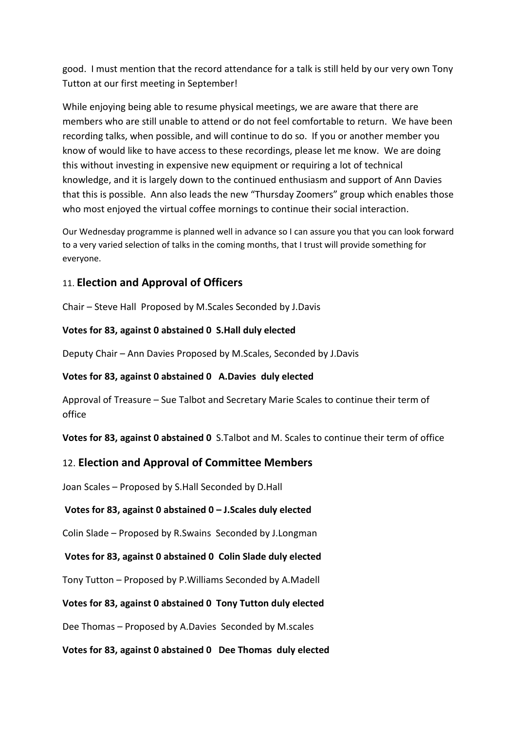good. I must mention that the record attendance for a talk is still held by our very own Tony Tutton at our first meeting in September!

While enjoying being able to resume physical meetings, we are aware that there are members who are still unable to attend or do not feel comfortable to return. We have been recording talks, when possible, and will continue to do so. If you or another member you know of would like to have access to these recordings, please let me know. We are doing this without investing in expensive new equipment or requiring a lot of technical knowledge, and it is largely down to the continued enthusiasm and support of Ann Davies that this is possible. Ann also leads the new "Thursday Zoomers" group which enables those who most enjoyed the virtual coffee mornings to continue their social interaction.

Our Wednesday programme is planned well in advance so I can assure you that you can look forward to a very varied selection of talks in the coming months, that I trust will provide something for everyone.

## 11. **Election and Approval of Officers**

Chair – Steve Hall Proposed by M.Scales Seconded by J.Davis

**Votes for 83, against 0 abstained 0 S.Hall duly elected**

Deputy Chair – Ann Davies Proposed by M.Scales, Seconded by J.Davis

**Votes for 83, against 0 abstained 0 A.Davies duly elected**

Approval of Treasure – Sue Talbot and Secretary Marie Scales to continue their term of office

**Votes for 83, against 0 abstained 0** S.Talbot and M. Scales to continue their term of office

## 12. **Election and Approval of Committee Members**

Joan Scales – Proposed by S.Hall Seconded by D.Hall

**Votes for 83, against 0 abstained 0 – J.Scales duly elected**

Colin Slade – Proposed by R.Swains Seconded by J.Longman

**Votes for 83, against 0 abstained 0 Colin Slade duly elected**

Tony Tutton – Proposed by P.Williams Seconded by A.Madell

**Votes for 83, against 0 abstained 0 Tony Tutton duly elected**

Dee Thomas – Proposed by A.Davies Seconded by M.scales

**Votes for 83, against 0 abstained 0 Dee Thomas duly elected**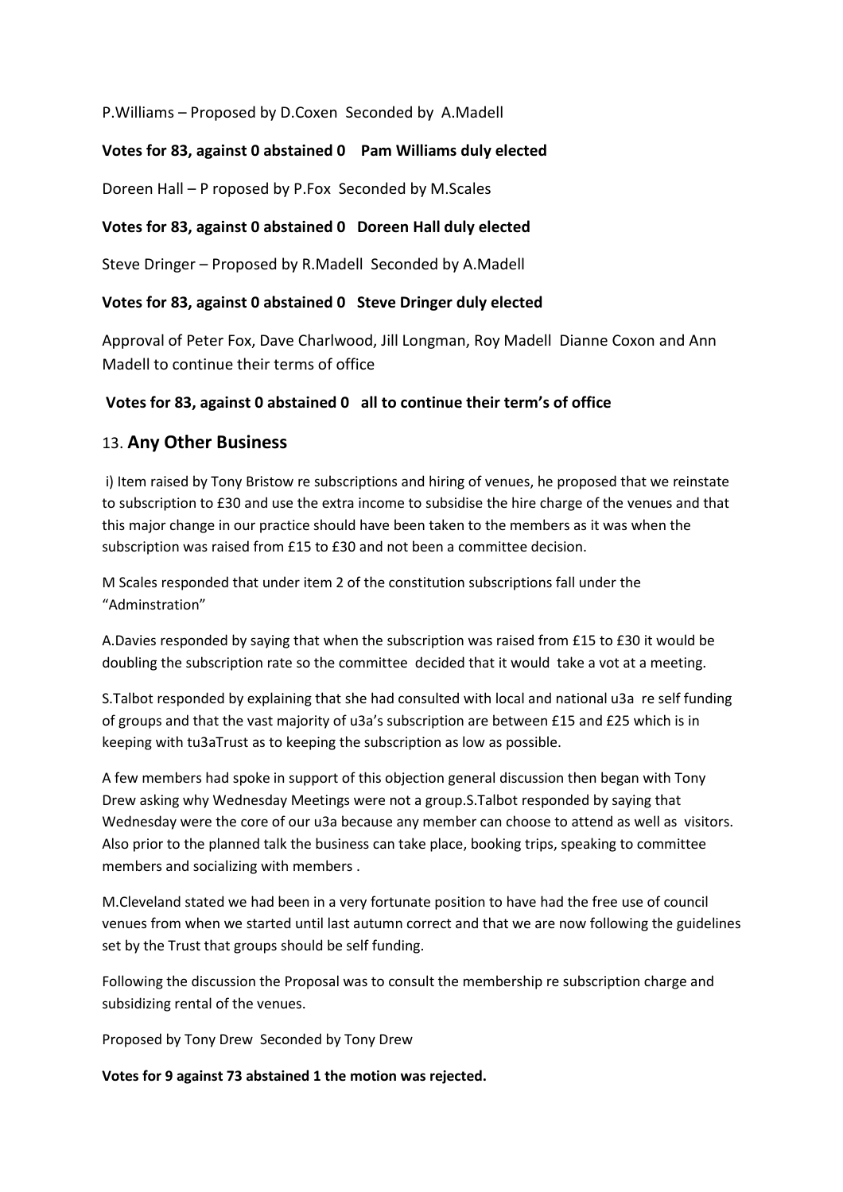P.Williams – Proposed by D.Coxen Seconded by A.Madell

**Votes for 83, against 0 abstained 0 Pam Williams duly elected**

Doreen Hall – P roposed by P.Fox Seconded by M.Scales

**Votes for 83, against 0 abstained 0 Doreen Hall duly elected**

Steve Dringer – Proposed by R.Madell Seconded by A.Madell

**Votes for 83, against 0 abstained 0 Steve Dringer duly elected**

Approval of Peter Fox, Dave Charlwood, Jill Longman, Roy Madell Dianne Coxon and Ann Madell to continue their terms of office

**Votes for 83, against 0 abstained 0 all to continue their term's of office**

## 13. **Any Other Business**

i) Item raised by Tony Bristow re subscriptions and hiring of venues, he proposed that we reinstate to subscription to £30 and use the extra income to subsidise the hire charge of the venues and that this major change in our practice should have been taken to the members as it was when the subscription was raised from £15 to £30 and not been a committee decision.

M Scales responded that under item 2 of the constitution subscriptions fall under the "Adminstration"

A.Davies responded by saying that when the subscription was raised from £15 to £30 it would be doubling the subscription rate so the committee decided that it would take a vot at a meeting.

S.Talbot responded by explaining that she had consulted with local and national u3a re self funding of groups and that the vast majority of u3a's subscription are between £15 and £25 which is in keeping with tu3aTrust as to keeping the subscription as low as possible.

A few members had spoke in support of this objection general discussion then began with Tony Drew asking why Wednesday Meetings were not a group.S.Talbot responded by saying that Wednesday were the core of our u3a because any member can choose to attend as well as visitors. Also prior to the planned talk the business can take place, booking trips, speaking to committee members and socializing with members .

M.Cleveland stated we had been in a very fortunate position to have had the free use of council venues from when we started until last autumn correct and that we are now following the guidelines set by the Trust that groups should be self funding.

Following the discussion the Proposal was to consult the membership re subscription charge and subsidizing rental of the venues.

Proposed by Tony Drew Seconded by Tony Drew

**Votes for 9 against 73 abstained 1 the motion was rejected.**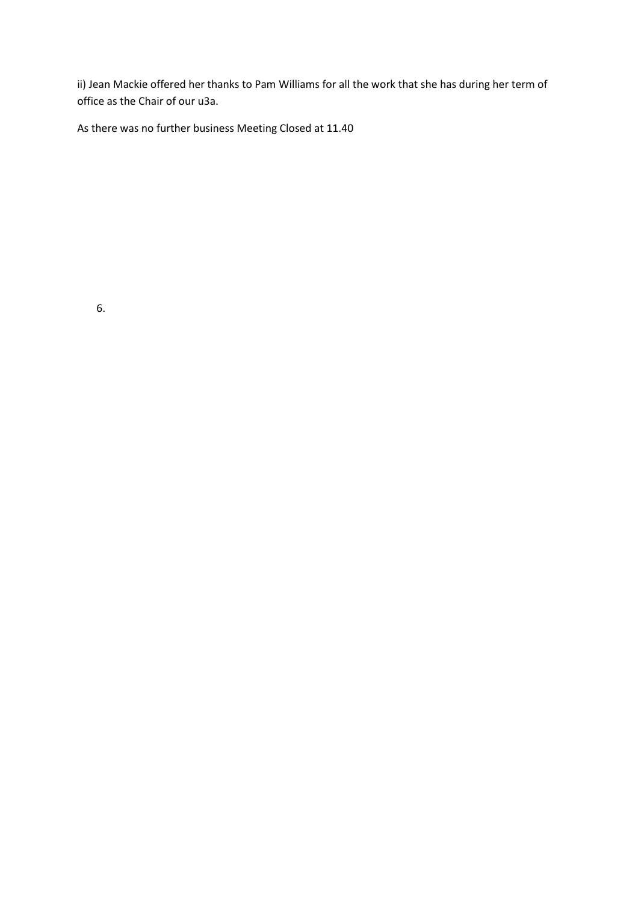ii) Jean Mackie offered her thanks to Pam Williams for all the work that she has during her term of office as the Chair of our u3a.

As there was no further business Meeting Closed at 11.40